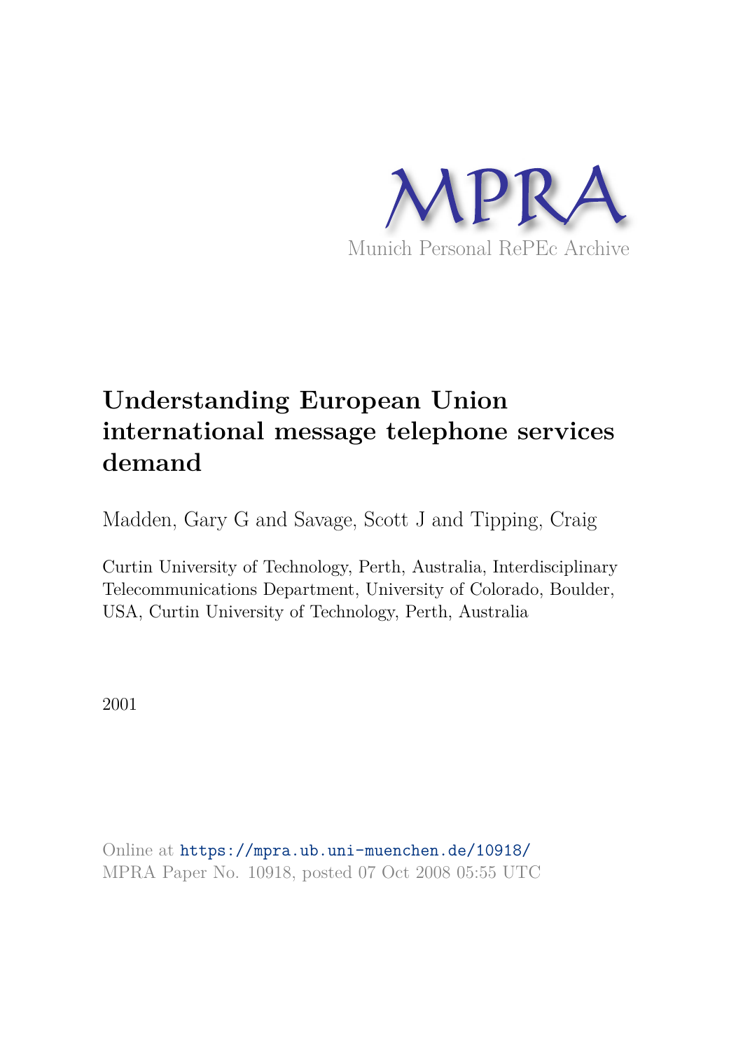MPRA

Munich Personal RePEc Archive

# Understanding European Union international message telephone services demand

Madden, Gary G and Savage, Scott J and Tipping, Craig

Curtin University of Technology, Perth, Australia, Interdisciplinary Telecommunications Department, University of Colorado, Boulder, USA, Curtin University of Technology, Perth, Australia

2001

Online at https://mpra.ub.uni-muenchen.de/10918/
MPRA Paper No. 10918, posted 07 Oct 2008 05:55 UTC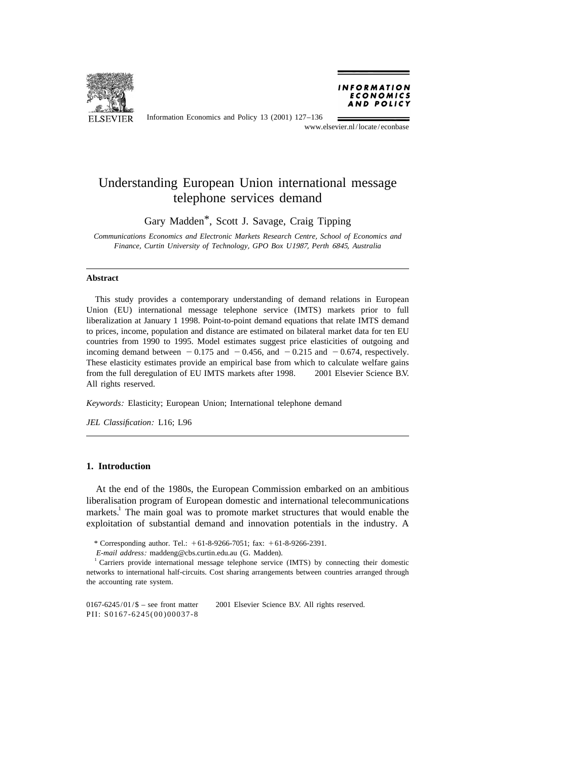# Understanding European Union international message telephone services demand

Gary Madden*, Scott J. Savage, Craig Tipping

*Communications Economics and Electronic Markets Research Centre, School of Economics and Finance, Curtin University of Technology, GPO Box U1987, Perth 6845, Australia*

---

### Abstract

This study provides a contemporary understanding of demand relations in European Union (EU) international message telephone service (IMTS) markets prior to full liberalization at January 1 1998. Point-to-point demand equations that relate IMTS demand to prices, income, population and distance are estimated on bilateral market data for ten EU countries from 1990 to 1995. Model estimates suggest price elasticities of outgoing and incoming demand between −0.175 and −0.456, and −0.215 and −0.674, respectively. These elasticity estimates provide an empirical base from which to calculate welfare gains from the full deregulation of EU IMTS markets after 1998. © 2001 Elsevier Science B.V. All rights reserved.

*Keywords:* Elasticity; European Union; International telephone demand

*JEL Classification:* L16; L96

---

## 1. Introduction

At the end of the 1980s, the European Commission embarked on an ambitious liberalisation program of European domestic and international telecommunications markets.[1] The main goal was to promote market structures that would enable the exploitation of substantial demand and innovation potentials in the industry. A

---

\* Corresponding author. Tel.: +61-8-9266-7051; fax: +61-8-9266-2391.

*E-mail address:* maddeng@cbs.curtin.edu.au (G. Madden).

[1] Carriers provide international message telephone service (IMTS) by connecting their domestic networks to international half-circuits. Cost sharing arrangements between countries arranged through the accounting rate system.

0167-6245/01/$ – see front matter © 2001 Elsevier Science B.V. All rights reserved.
PII: S0167-6245(00)00037-8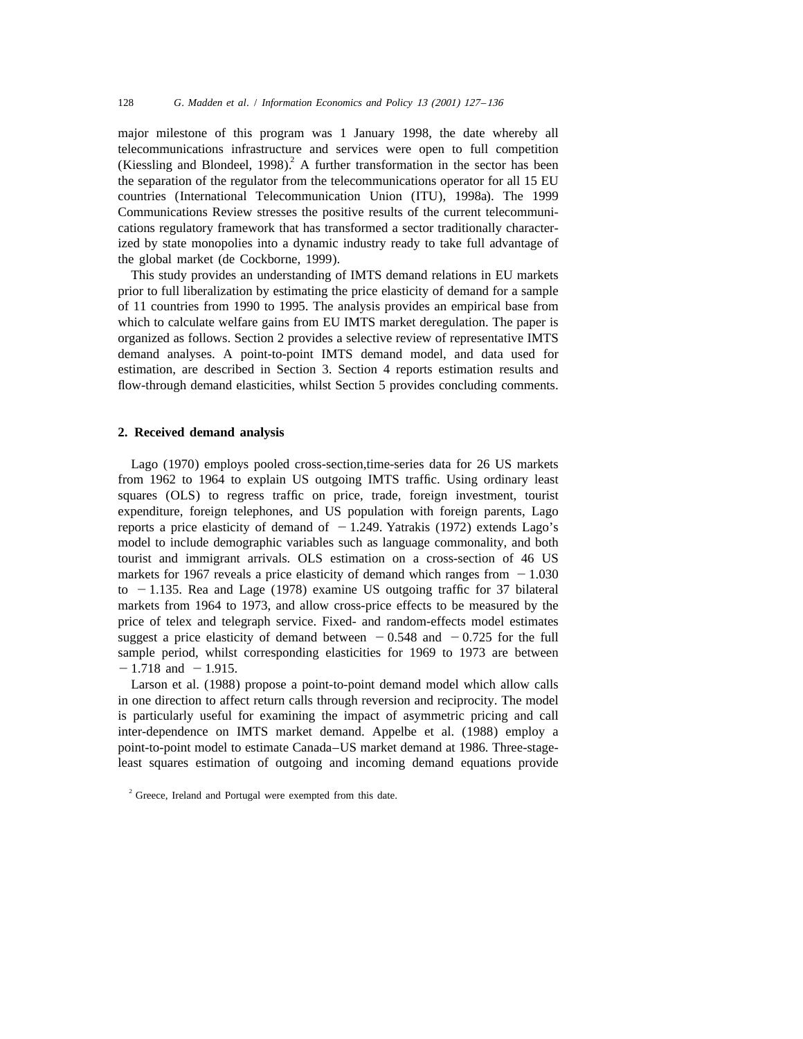major milestone of this program was 1 January 1998, the date whereby all telecommunications infrastructure and services were open to full competition (Kiessling and Blondeel, 1998).[2] A further transformation in the sector has been the separation of the regulator from the telecommunications operator for all 15 EU countries (International Telecommunication Union (ITU), 1998a). The 1999 Communications Review stresses the positive results of the current telecommunications regulatory framework that has transformed a sector traditionally characterized by state monopolies into a dynamic industry ready to take full advantage of the global market (de Cockborne, 1999).

This study provides an understanding of IMTS demand relations in EU markets prior to full liberalization by estimating the price elasticity of demand for a sample of 11 countries from 1990 to 1995. The analysis provides an empirical base from which to calculate welfare gains from EU IMTS market deregulation. The paper is organized as follows. Section 2 provides a selective review of representative IMTS demand analyses. A point-to-point IMTS demand model, and data used for estimation, are described in Section 3. Section 4 reports estimation results and flow-through demand elasticities, whilst Section 5 provides concluding comments.

## 2. Received demand analysis

Lago (1970) employs pooled cross-section,time-series data for 26 US markets from 1962 to 1964 to explain US outgoing IMTS traffic. Using ordinary least squares (OLS) to regress traffic on price, trade, foreign investment, tourist expenditure, foreign telephones, and US population with foreign parents, Lago reports a price elasticity of demand of $-1.249$. Yatrakis (1972) extends Lago's model to include demographic variables such as language commonality, and both tourist and immigrant arrivals. OLS estimation on a cross-section of 46 US markets for 1967 reveals a price elasticity of demand which ranges from $-1.030$ to $-1.135$. Rea and Lage (1978) examine US outgoing traffic for 37 bilateral markets from 1964 to 1973, and allow cross-price effects to be measured by the price of telex and telegraph service. Fixed- and random-effects model estimates suggest a price elasticity of demand between $-0.548$ and $-0.725$ for the full sample period, whilst corresponding elasticities for 1969 to 1973 are between $-1.718$ and $-1.915$.

Larson et al. (1988) propose a point-to-point demand model which allow calls in one direction to affect return calls through reversion and reciprocity. The model is particularly useful for examining the impact of asymmetric pricing and call inter-dependence on IMTS market demand. Appelbe et al. (1988) employ a point-to-point model to estimate Canada–US market demand at 1986. Three-stage-least squares estimation of outgoing and incoming demand equations provide

[2] Greece, Ireland and Portugal were exempted from this date.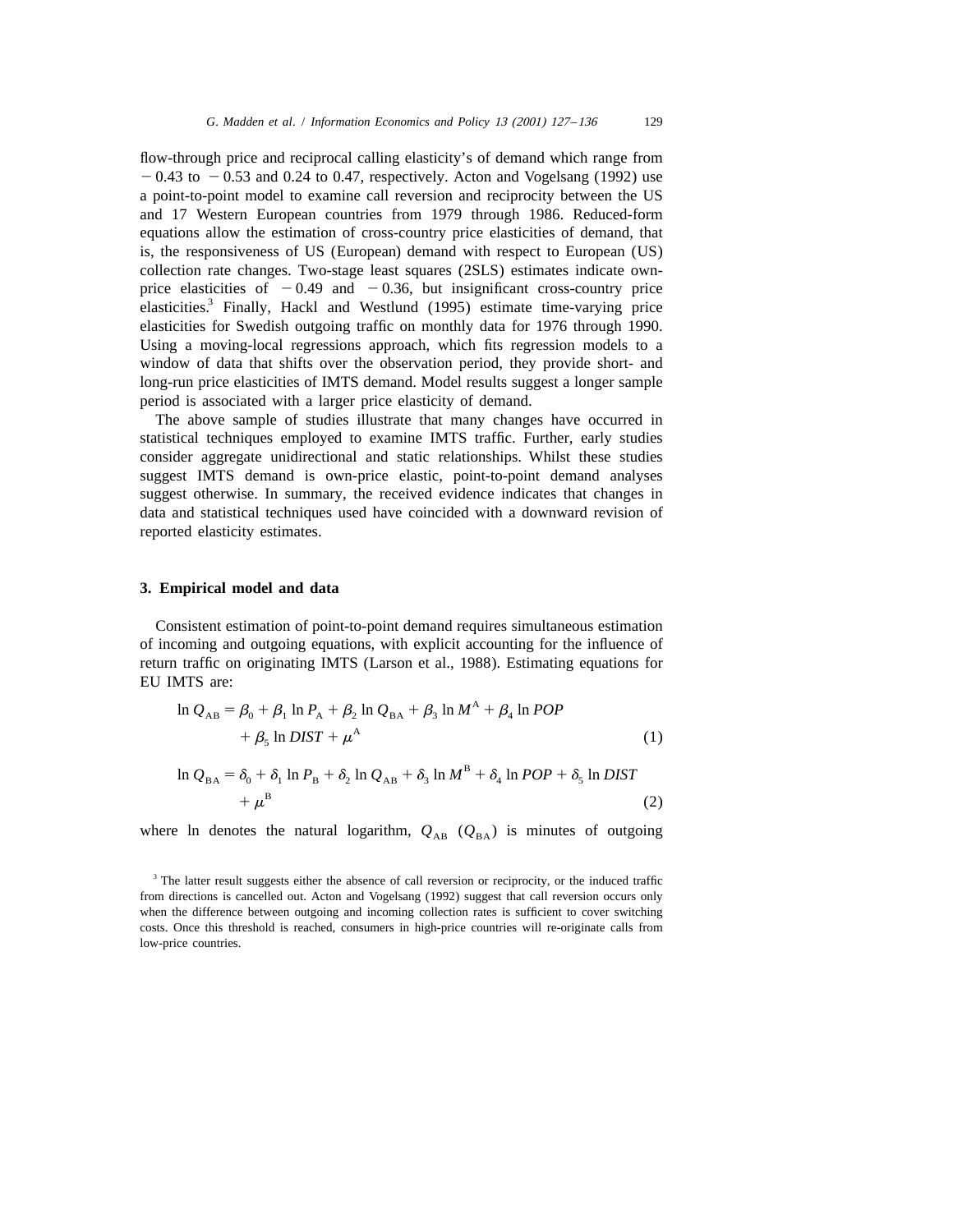flow-through price and reciprocal calling elasticity's of demand which range from $-0.43$ to $-0.53$ and 0.24 to 0.47, respectively. Acton and Vogelsang (1992) use a point-to-point model to examine call reversion and reciprocity between the US and 17 Western European countries from 1979 through 1986. Reduced-form equations allow the estimation of cross-country price elasticities of demand, that is, the responsiveness of US (European) demand with respect to European (US) collection rate changes. Two-stage least squares (2SLS) estimates indicate own-price elasticities of $-0.49$ and $-0.36$, but insignificant cross-country price elasticities.[3] Finally, Hackl and Westlund (1995) estimate time-varying price elasticities for Swedish outgoing traffic on monthly data for 1976 through 1990. Using a moving-local regressions approach, which fits regression models to a window of data that shifts over the observation period, they provide short- and long-run price elasticities of IMTS demand. Model results suggest a longer sample period is associated with a larger price elasticity of demand.

The above sample of studies illustrate that many changes have occurred in statistical techniques employed to examine IMTS traffic. Further, early studies consider aggregate unidirectional and static relationships. Whilst these studies suggest IMTS demand is own-price elastic, point-to-point demand analyses suggest otherwise. In summary, the received evidence indicates that changes in data and statistical techniques used have coincided with a downward revision of reported elasticity estimates.

## 3. Empirical model and data

Consistent estimation of point-to-point demand requires simultaneous estimation of incoming and outgoing equations, with explicit accounting for the influence of return traffic on originating IMTS (Larson et al., 1988). Estimating equations for EU IMTS are:

$$\ln Q_{\mathrm{AB}} = \beta_0 + \beta_1 \ln P_{\mathrm{A}} + \beta_2 \ln Q_{\mathrm{BA}} + \beta_3 \ln M^{\mathrm{A}} + \beta_4 \ln POP + \beta_5 \ln DIST + \mu^{\mathrm{A}} \tag{1}$$

$$\ln Q_{\mathrm{BA}} = \delta_0 + \delta_1 \ln P_{\mathrm{B}} + \delta_2 \ln Q_{\mathrm{AB}} + \delta_3 \ln M^{\mathrm{B}} + \delta_4 \ln POP + \delta_5 \ln DIST + \mu^{\mathrm{B}} \tag{2}$$

where ln denotes the natural logarithm, $Q_{\mathrm{AB}}$ ($Q_{\mathrm{BA}}$) is minutes of outgoing

[3] The latter result suggests either the absence of call reversion or reciprocity, or the induced traffic from directions is cancelled out. Acton and Vogelsang (1992) suggest that call reversion occurs only when the difference between outgoing and incoming collection rates is sufficient to cover switching costs. Once this threshold is reached, consumers in high-price countries will re-originate calls from low-price countries.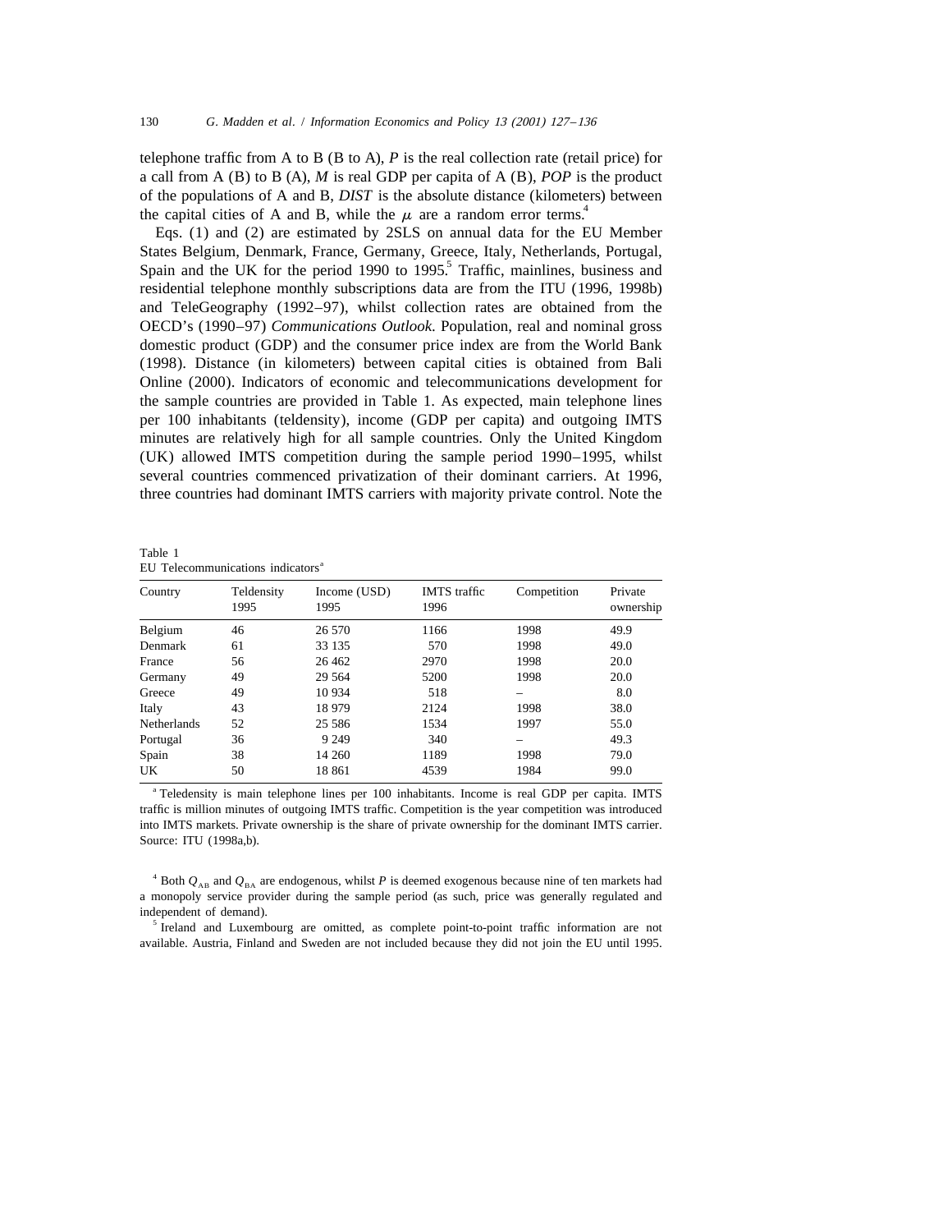telephone traffic from A to B (B to A), $P$ is the real collection rate (retail price) for a call from A (B) to B (A), $M$ is real GDP per capita of A (B), $POP$ is the product of the populations of A and B, $DIST$ is the absolute distance (kilometers) between the capital cities of A and B, while the $\mu$ are a random error terms.[4]

Eqs. (1) and (2) are estimated by 2SLS on annual data for the EU Member States Belgium, Denmark, France, Germany, Greece, Italy, Netherlands, Portugal, Spain and the UK for the period 1990 to 1995.[5] Traffic, mainlines, business and residential telephone monthly subscriptions data are from the ITU (1996, 1998b) and TeleGeography (1992–97), whilst collection rates are obtained from the OECD's (1990–97) *Communications Outlook*. Population, real and nominal gross domestic product (GDP) and the consumer price index are from the World Bank (1998). Distance (in kilometers) between capital cities is obtained from Bali Online (2000). Indicators of economic and telecommunications development for the sample countries are provided in Table 1. As expected, main telephone lines per 100 inhabitants (teldensity), income (GDP per capita) and outgoing IMTS minutes are relatively high for all sample countries. Only the United Kingdom (UK) allowed IMTS competition during the sample period 1990–1995, whilst several countries commenced privatization of their dominant carriers. At 1996, three countries had dominant IMTS carriers with majority private control. Note the

Table 1
EU Telecommunications indicators[a]

| Country | Teldensity 1995 | Income (USD) 1995 | IMTS traffic 1996 | Competition | Private ownership |
|---|---|---|---|---|---|
| Belgium | 46 | 26 570 | 1166 | 1998 | 49.9 |
| Denmark | 61 | 33 135 | 570 | 1998 | 49.0 |
| France | 56 | 26 462 | 2970 | 1998 | 20.0 |
| Germany | 49 | 29 564 | 5200 | 1998 | 20.0 |
| Greece | 49 | 10 934 | 518 | – | 8.0 |
| Italy | 43 | 18 979 | 2124 | 1998 | 38.0 |
| Netherlands | 52 | 25 586 | 1534 | 1997 | 55.0 |
| Portugal | 36 | 9 249 | 340 | – | 49.3 |
| Spain | 38 | 14 260 | 1189 | 1998 | 79.0 |
| UK | 50 | 18 861 | 4539 | 1984 | 99.0 |

[a] Teledensity is main telephone lines per 100 inhabitants. Income is real GDP per capita. IMTS traffic is million minutes of outgoing IMTS traffic. Competition is the year competition was introduced into IMTS markets. Private ownership is the share of private ownership for the dominant IMTS carrier. Source: ITU (1998a,b).

[4] Both $Q_{AB}$ and $Q_{BA}$ are endogenous, whilst $P$ is deemed exogenous because nine of ten markets had a monopoly service provider during the sample period (as such, price was generally regulated and independent of demand).

[5] Ireland and Luxembourg are omitted, as complete point-to-point traffic information are not available. Austria, Finland and Sweden are not included because they did not join the EU until 1995.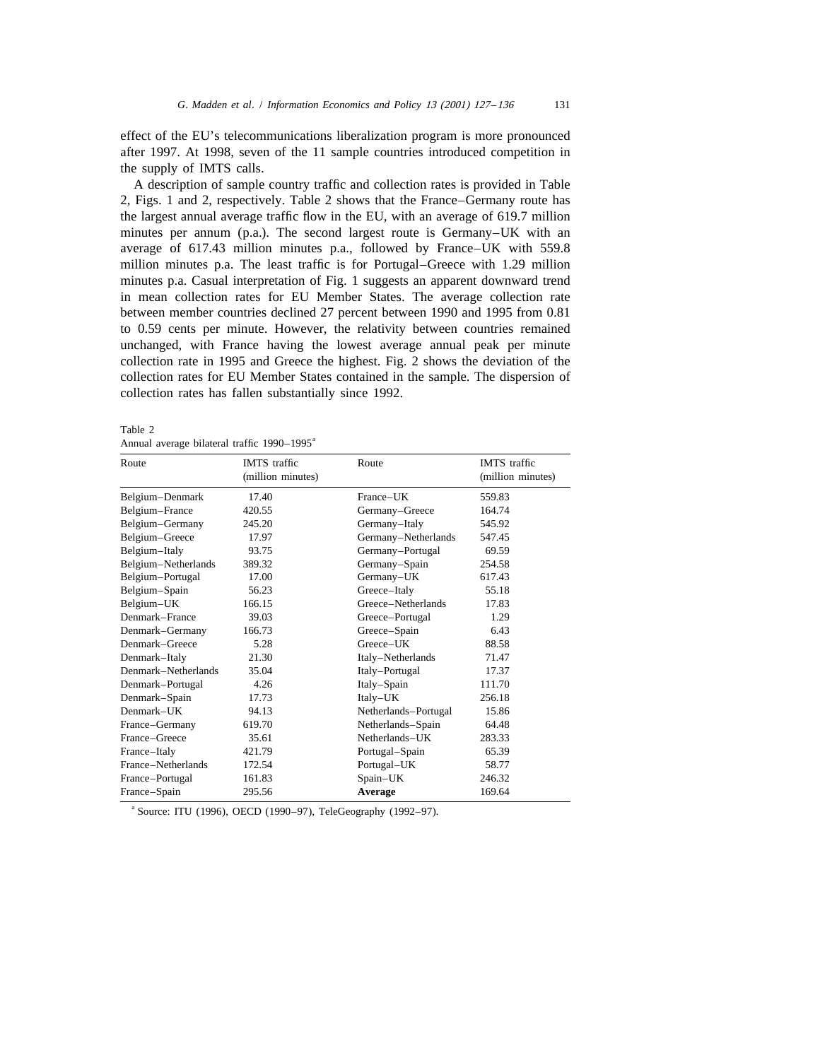effect of the EU's telecommunications liberalization program is more pronounced after 1997. At 1998, seven of the 11 sample countries introduced competition in the supply of IMTS calls.

A description of sample country traffic and collection rates is provided in Table 2, Figs. 1 and 2, respectively. Table 2 shows that the France–Germany route has the largest annual average traffic flow in the EU, with an average of 619.7 million minutes per annum (p.a.). The second largest route is Germany–UK with an average of 617.43 million minutes p.a., followed by France–UK with 559.8 million minutes p.a. The least traffic is for Portugal–Greece with 1.29 million minutes p.a. Casual interpretation of Fig. 1 suggests an apparent downward trend in mean collection rates for EU Member States. The average collection rate between member countries declined 27 percent between 1990 and 1995 from 0.81 to 0.59 cents per minute. However, the relativity between countries remained unchanged, with France having the lowest average annual peak per minute collection rate in 1995 and Greece the highest. Fig. 2 shows the deviation of the collection rates for EU Member States contained in the sample. The dispersion of collection rates has fallen substantially since 1992.

Table 2
Annual average bilateral traffic 1990–1995[a]

| Route | IMTS traffic (million minutes) | Route | IMTS traffic (million minutes) |
|---|---|---|---|
| Belgium–Denmark | 17.40 | France–UK | 559.83 |
| Belgium–France | 420.55 | Germany–Greece | 164.74 |
| Belgium–Germany | 245.20 | Germany–Italy | 545.92 |
| Belgium–Greece | 17.97 | Germany–Netherlands | 547.45 |
| Belgium–Italy | 93.75 | Germany–Portugal | 69.59 |
| Belgium–Netherlands | 389.32 | Germany–Spain | 254.58 |
| Belgium–Portugal | 17.00 | Germany–UK | 617.43 |
| Belgium–Spain | 56.23 | Greece–Italy | 55.18 |
| Belgium–UK | 166.15 | Greece–Netherlands | 17.83 |
| Denmark–France | 39.03 | Greece–Portugal | 1.29 |
| Denmark–Germany | 166.73 | Greece–Spain | 6.43 |
| Denmark–Greece | 5.28 | Greece–UK | 88.58 |
| Denmark–Italy | 21.30 | Italy–Netherlands | 71.47 |
| Denmark–Netherlands | 35.04 | Italy–Portugal | 17.37 |
| Denmark–Portugal | 4.26 | Italy–Spain | 111.70 |
| Denmark–Spain | 17.73 | Italy–UK | 256.18 |
| Denmark–UK | 94.13 | Netherlands–Portugal | 15.86 |
| France–Germany | 619.70 | Netherlands–Spain | 64.48 |
| France–Greece | 35.61 | Netherlands–UK | 283.33 |
| France–Italy | 421.79 | Portugal–Spain | 65.39 |
| France–Netherlands | 172.54 | Portugal–UK | 58.77 |
| France–Portugal | 161.83 | Spain–UK | 246.32 |
| France–Spain | 295.56 | **Average** | 169.64 |

[a] Source: ITU (1996), OECD (1990–97), TeleGeography (1992–97).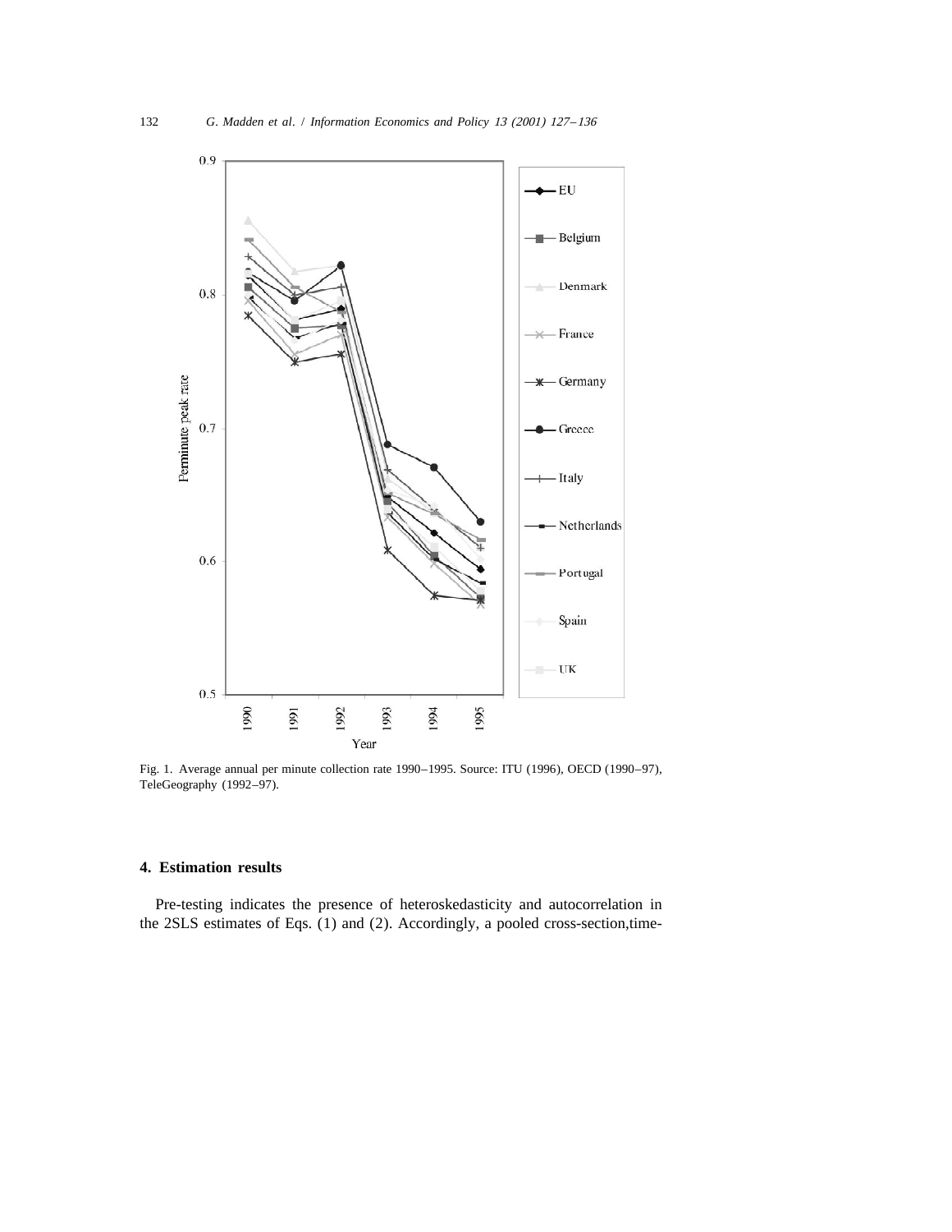Fig. 1. Average annual per minute collection rate 1990–1995. Source: ITU (1996), OECD (1990–97), TeleGeography (1992–97).

## 4. Estimation results

Pre-testing indicates the presence of heteroskedasticity and autocorrelation in the 2SLS estimates of Eqs. (1) and (2). Accordingly, a pooled cross-section,time-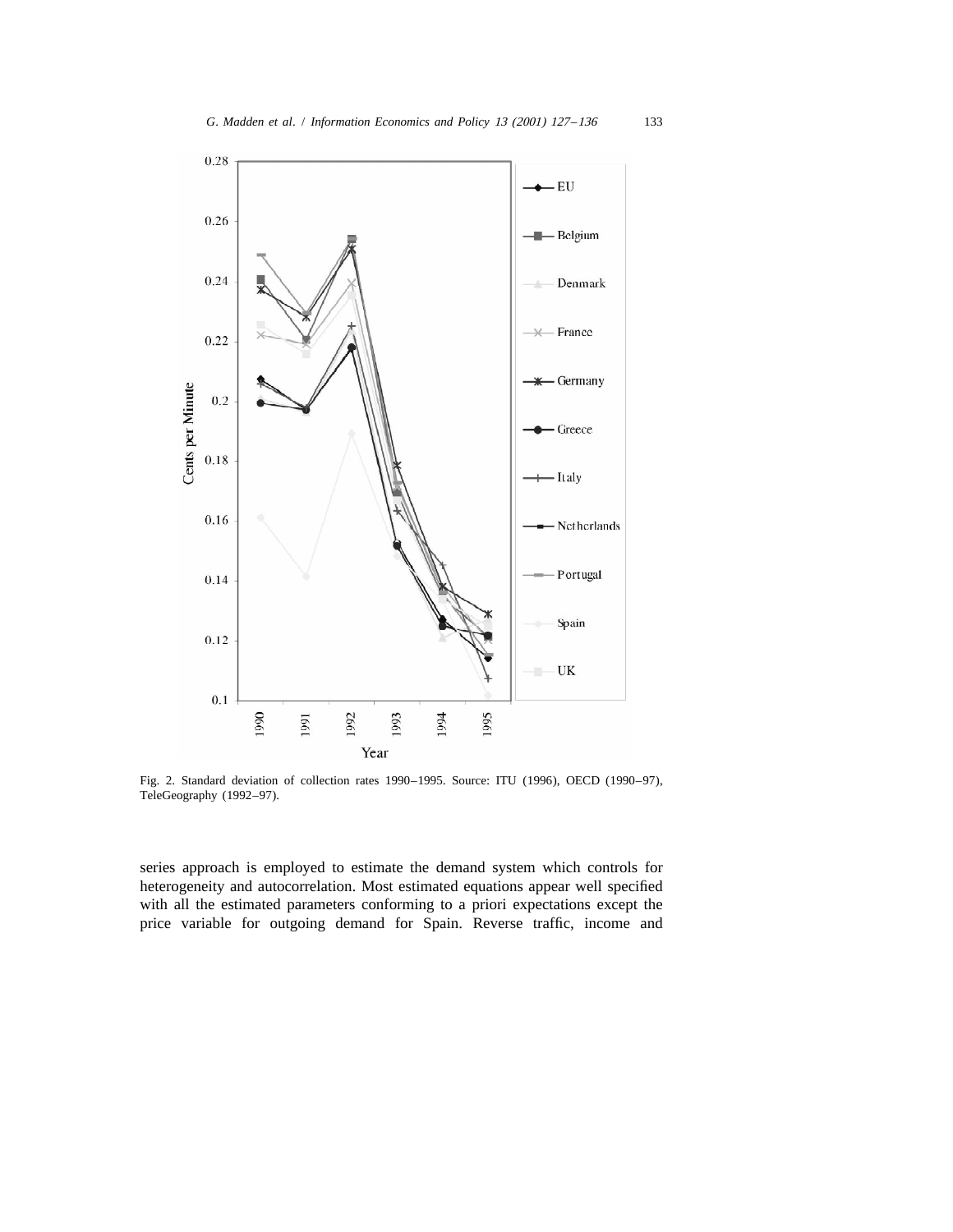Fig. 2. Standard deviation of collection rates 1990–1995. Source: ITU (1996), OECD (1990–97), TeleGeography (1992–97).

series approach is employed to estimate the demand system which controls for heterogeneity and autocorrelation. Most estimated equations appear well specified with all the estimated parameters conforming to a priori expectations except the price variable for outgoing demand for Spain. Reverse traffic, income and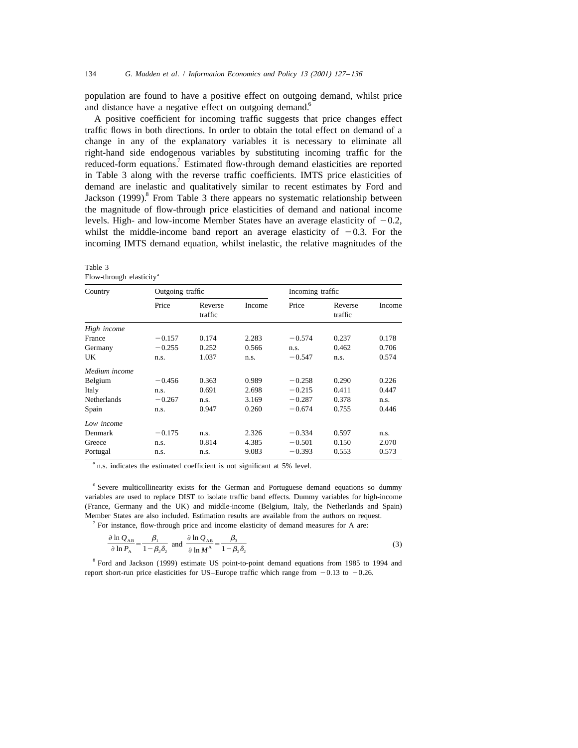population are found to have a positive effect on outgoing demand, whilst price and distance have a negative effect on outgoing demand.[6]

A positive coefficient for incoming traffic suggests that price changes effect traffic flows in both directions. In order to obtain the total effect on demand of a change in any of the explanatory variables it is necessary to eliminate all right-hand side endogenous variables by substituting incoming traffic for the reduced-form equations.[7] Estimated flow-through demand elasticities are reported in Table 3 along with the reverse traffic coefficients. IMTS price elasticities of demand are inelastic and qualitatively similar to recent estimates by Ford and Jackson (1999).[8] From Table 3 there appears no systematic relationship between the magnitude of flow-through price elasticities of demand and national income levels. High- and low-income Member States have an average elasticity of −0.2, whilst the middle-income band report an average elasticity of −0.3. For the incoming IMTS demand equation, whilst inelastic, the relative magnitudes of the

Table 3
Flow-through elasticity[a]

| Country | Outgoing traffic | | | Incoming traffic | | |
|---|---|---|---|---|---|---|
| | Price | Reverse traffic | Income | Price | Reverse traffic | Income |
| *High income* | | | | | | |
| France | −0.157 | 0.174 | 2.283 | −0.574 | 0.237 | 0.178 |
| Germany | −0.255 | 0.252 | 0.566 | n.s. | 0.462 | 0.706 |
| UK | n.s. | 1.037 | n.s. | −0.547 | n.s. | 0.574 |
| *Medium income* | | | | | | |
| Belgium | −0.456 | 0.363 | 0.989 | −0.258 | 0.290 | 0.226 |
| Italy | n.s. | 0.691 | 2.698 | −0.215 | 0.411 | 0.447 |
| Netherlands | −0.267 | n.s. | 3.169 | −0.287 | 0.378 | n.s. |
| Spain | n.s. | 0.947 | 0.260 | −0.674 | 0.755 | 0.446 |
| *Low income* | | | | | | |
| Denmark | −0.175 | n.s. | 2.326 | −0.334 | 0.597 | n.s. |
| Greece | n.s. | 0.814 | 4.385 | −0.501 | 0.150 | 2.070 |
| Portugal | n.s. | n.s. | 9.083 | −0.393 | 0.553 | 0.573 |

[a] n.s. indicates the estimated coefficient is not significant at 5% level.

[6] Severe multicollinearity exists for the German and Portuguese demand equations so dummy variables are used to replace DIST to isolate traffic band effects. Dummy variables for high-income (France, Germany and the UK) and middle-income (Belgium, Italy, the Netherlands and Spain) Member States are also included. Estimation results are available from the authors on request.

[7] For instance, flow-through price and income elasticity of demand measures for A are:

$$\frac{\partial \ln Q_{\mathrm{AB}}}{\partial \ln P_{\mathrm{A}}} = \frac{\beta_1}{1-\beta_2\delta_2} \text{ and } \frac{\partial \ln Q_{\mathrm{AB}}}{\partial \ln M^{\mathrm{A}}} = \frac{\beta_3}{1-\beta_2\delta_2} \tag{3}$$

[8] Ford and Jackson (1999) estimate US point-to-point demand equations from 1985 to 1994 and report short-run price elasticities for US–Europe traffic which range from −0.13 to −0.26.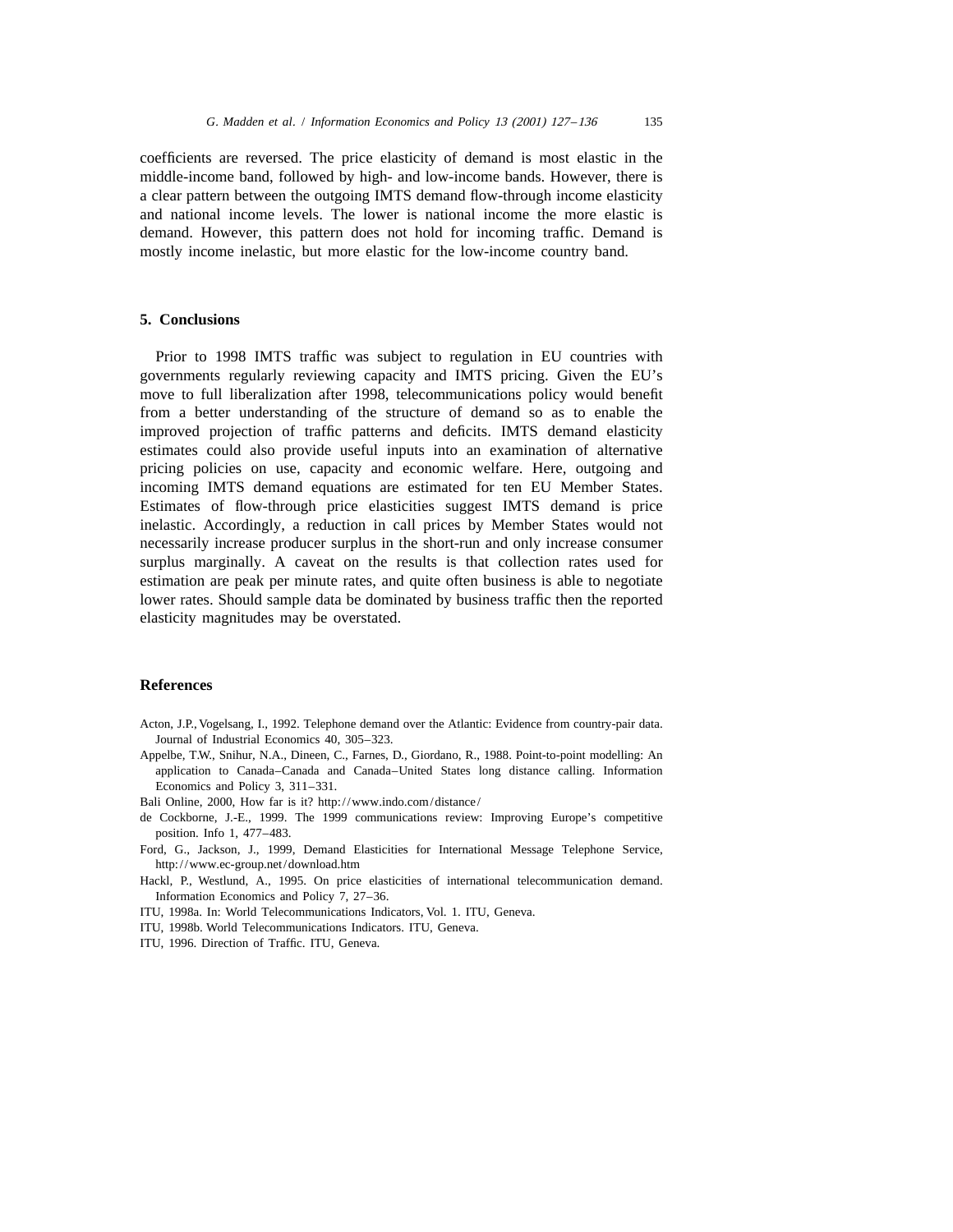coefficients are reversed. The price elasticity of demand is most elastic in the middle-income band, followed by high- and low-income bands. However, there is a clear pattern between the outgoing IMTS demand flow-through income elasticity and national income levels. The lower is national income the more elastic is demand. However, this pattern does not hold for incoming traffic. Demand is mostly income inelastic, but more elastic for the low-income country band.

## 5. Conclusions

Prior to 1998 IMTS traffic was subject to regulation in EU countries with governments regularly reviewing capacity and IMTS pricing. Given the EU's move to full liberalization after 1998, telecommunications policy would benefit from a better understanding of the structure of demand so as to enable the improved projection of traffic patterns and deficits. IMTS demand elasticity estimates could also provide useful inputs into an examination of alternative pricing policies on use, capacity and economic welfare. Here, outgoing and incoming IMTS demand equations are estimated for ten EU Member States. Estimates of flow-through price elasticities suggest IMTS demand is price inelastic. Accordingly, a reduction in call prices by Member States would not necessarily increase producer surplus in the short-run and only increase consumer surplus marginally. A caveat on the results is that collection rates used for estimation are peak per minute rates, and quite often business is able to negotiate lower rates. Should sample data be dominated by business traffic then the reported elasticity magnitudes may be overstated.

## References

Acton, J.P., Vogelsang, I., 1992. Telephone demand over the Atlantic: Evidence from country-pair data. Journal of Industrial Economics 40, 305–323.

Appelbe, T.W., Snihur, N.A., Dineen, C., Farnes, D., Giordano, R., 1988. Point-to-point modelling: An application to Canada–Canada and Canada–United States long distance calling. Information Economics and Policy 3, 311–331.

Bali Online, 2000, How far is it? http://www.indo.com/distance/

de Cockborne, J.-E., 1999. The 1999 communications review: Improving Europe's competitive position. Info 1, 477–483.

Ford, G., Jackson, J., 1999, Demand Elasticities for International Message Telephone Service, http://www.ec-group.net/download.htm

Hackl, P., Westlund, A., 1995. On price elasticities of international telecommunication demand. Information Economics and Policy 7, 27–36.

ITU, 1998a. In: World Telecommunications Indicators, Vol. 1. ITU, Geneva.

ITU, 1998b. World Telecommunications Indicators. ITU, Geneva.

ITU, 1996. Direction of Traffic. ITU, Geneva.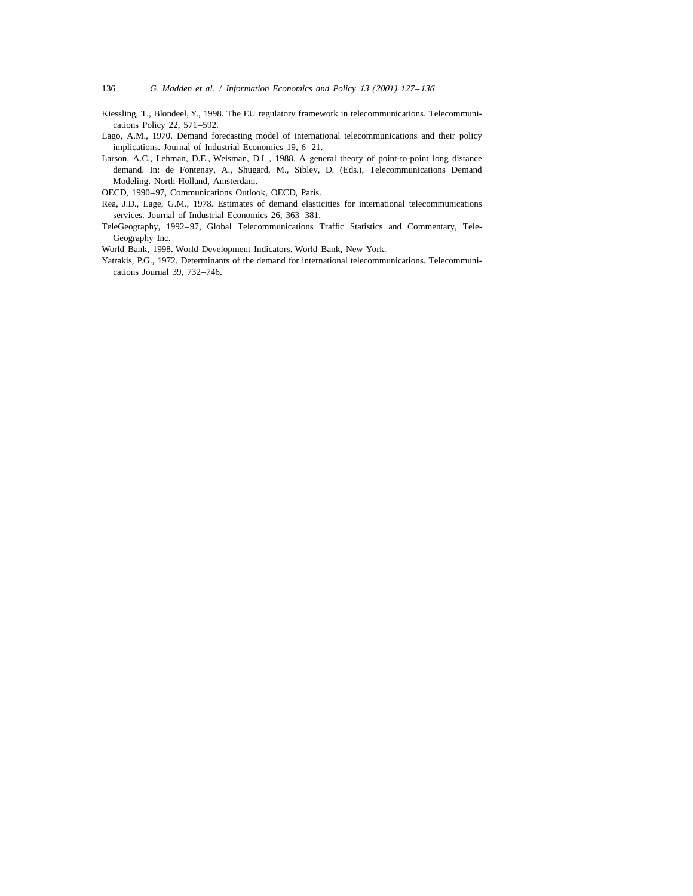Kiessling, T., Blondeel, Y., 1998. The EU regulatory framework in telecommunications. Telecommunications Policy 22, 571–592.

Lago, A.M., 1970. Demand forecasting model of international telecommunications and their policy implications. Journal of Industrial Economics 19, 6–21.

Larson, A.C., Lehman, D.E., Weisman, D.L., 1988. A general theory of point-to-point long distance demand. In: de Fontenay, A., Shugard, M., Sibley, D. (Eds.), Telecommunications Demand Modeling. North-Holland, Amsterdam.

OECD, 1990–97, Communications Outlook, OECD, Paris.

Rea, J.D., Lage, G.M., 1978. Estimates of demand elasticities for international telecommunications services. Journal of Industrial Economics 26, 363–381.

TeleGeography, 1992–97, Global Telecommunications Traffic Statistics and Commentary, TeleGeography Inc.

World Bank, 1998. World Development Indicators. World Bank, New York.

Yatrakis, P.G., 1972. Determinants of the demand for international telecommunications. Telecommunications Journal 39, 732–746.